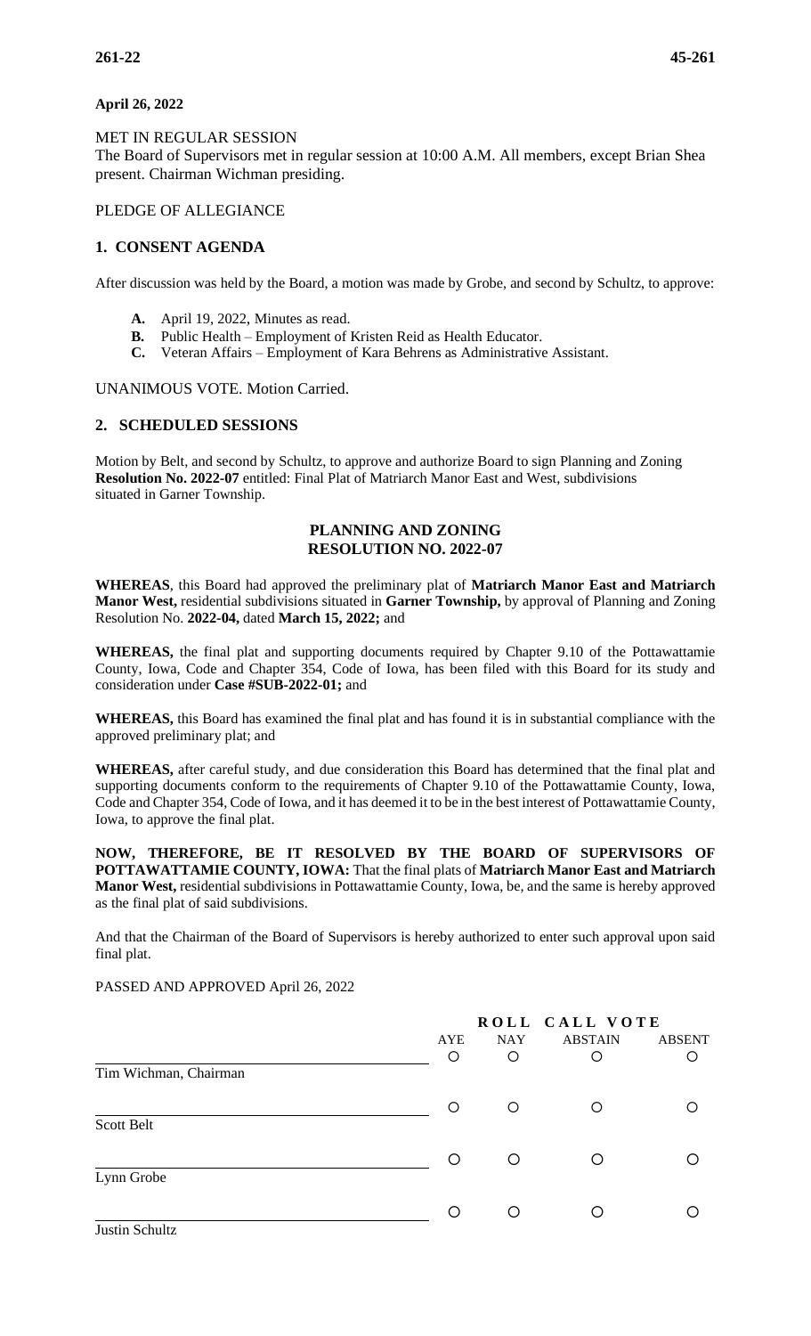**April 26, 2022**

MET IN REGULAR SESSION

The Board of Supervisors met in regular session at 10:00 A.M. All members, except Brian Shea present. Chairman Wichman presiding.

PLEDGE OF ALLEGIANCE

## 1. CONSENT AGENDA

After discussion was held by the Board, a motion was made by Grobe, and second by Schultz, to approve:

- **A.** April 19, 2022, Minutes as read.
- **B.** Public Health – Employment of Kristen Reid as Health Educator.
- **C.** Veteran Affairs – Employment of Kara Behrens as Administrative Assistant.

UNANIMOUS VOTE. Motion Carried.

## 2. SCHEDULED SESSIONS

Motion by Belt, and second by Schultz, to approve and authorize Board to sign Planning and Zoning **Resolution No. 2022-07** entitled: Final Plat of Matriarch Manor East and West, subdivisions situated in Garner Township.

### PLANNING AND ZONING RESOLUTION NO. 2022-07

**WHEREAS**, this Board had approved the preliminary plat of **Matriarch Manor East and Matriarch Manor West,** residential subdivisions situated in **Garner Township,** by approval of Planning and Zoning Resolution No. **2022-04,** dated **March 15, 2022;** and

**WHEREAS,** the final plat and supporting documents required by Chapter 9.10 of the Pottawattamie County, Iowa, Code and Chapter 354, Code of Iowa, has been filed with this Board for its study and consideration under **Case #SUB-2022-01;** and

**WHEREAS,** this Board has examined the final plat and has found it is in substantial compliance with the approved preliminary plat; and

**WHEREAS,** after careful study, and due consideration this Board has determined that the final plat and supporting documents conform to the requirements of Chapter 9.10 of the Pottawattamie County, Iowa, Code and Chapter 354, Code of Iowa, and it has deemed it to be in the best interest of Pottawattamie County, Iowa, to approve the final plat.

**NOW, THEREFORE, BE IT RESOLVED BY THE BOARD OF SUPERVISORS OF POTTAWATTAMIE COUNTY, IOWA:** That the final plats of **Matriarch Manor East and Matriarch Manor West,** residential subdivisions in Pottawattamie County, Iowa, be, and the same is hereby approved as the final plat of said subdivisions.

And that the Chairman of the Board of Supervisors is hereby authorized to enter such approval upon said final plat.

PASSED AND APPROVED April 26, 2022

| | ROLL CALL VOTE | | | |
|---|---|---|---|---|
| | AYE | NAY | ABSTAIN | ABSENT |
| Tim Wichman, Chairman | ○ | ○ | ○ | ○ |
| Scott Belt | ○ | ○ | ○ | ○ |
| Lynn Grobe | ○ | ○ | ○ | ○ |
| Justin Schultz | ○ | ○ | ○ | ○ |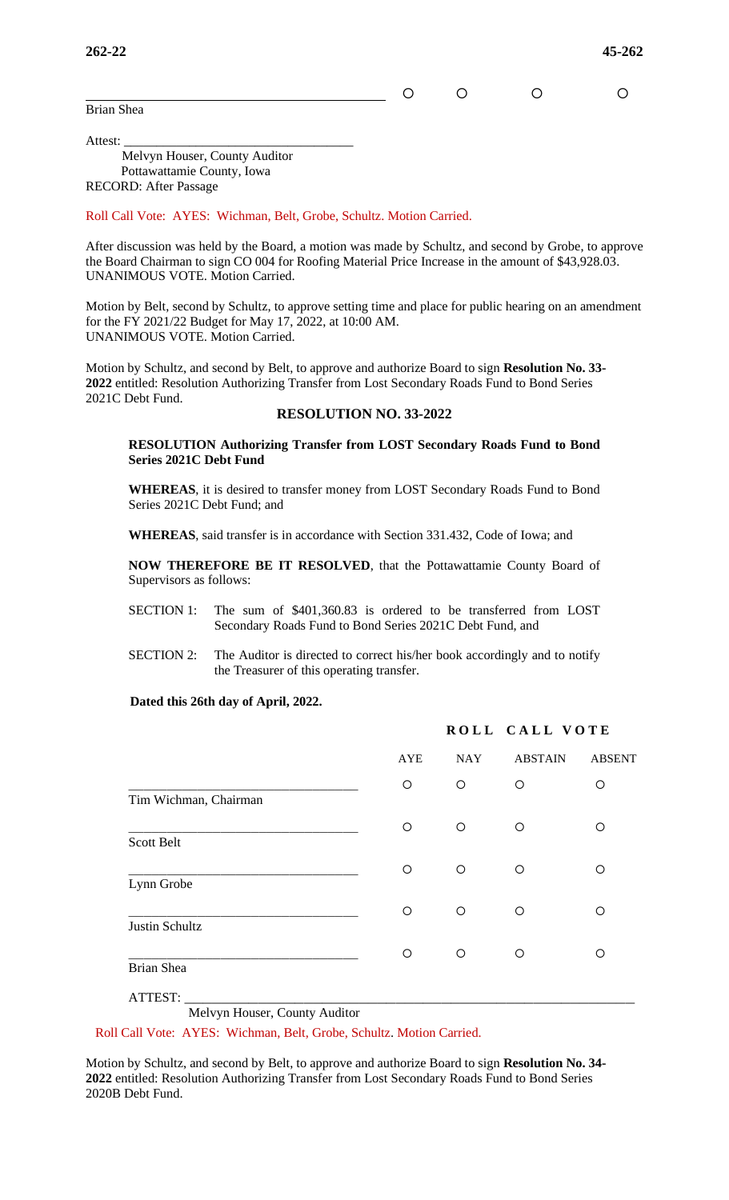| | AYE | NAY | ABSTAIN | ABSENT |
|---|---|---|---|---|
| Brian Shea | ○ | ○ | ○ | ○ |

Attest: ___________________________________
Melvyn Houser, County Auditor
Pottawattamie County, Iowa
RECORD: After Passage

Roll Call Vote: AYES: Wichman, Belt, Grobe, Schultz. Motion Carried.

After discussion was held by the Board, a motion was made by Schultz, and second by Grobe, to approve the Board Chairman to sign CO 004 for Roofing Material Price Increase in the amount of $43,928.03. UNANIMOUS VOTE. Motion Carried.

Motion by Belt, second by Schultz, to approve setting time and place for public hearing on an amendment for the FY 2021/22 Budget for May 17, 2022, at 10:00 AM.
UNANIMOUS VOTE. Motion Carried.

Motion by Schultz, and second by Belt, to approve and authorize Board to sign **Resolution No. 33-2022** entitled: Resolution Authorizing Transfer from Lost Secondary Roads Fund to Bond Series 2021C Debt Fund.

## RESOLUTION NO. 33-2022

**RESOLUTION Authorizing Transfer from LOST Secondary Roads Fund to Bond Series 2021C Debt Fund**

**WHEREAS**, it is desired to transfer money from LOST Secondary Roads Fund to Bond Series 2021C Debt Fund; and

**WHEREAS**, said transfer is in accordance with Section 331.432, Code of Iowa; and

**NOW THEREFORE BE IT RESOLVED**, that the Pottawattamie County Board of Supervisors as follows:

SECTION 1: The sum of $401,360.83 is ordered to be transferred from LOST Secondary Roads Fund to Bond Series 2021C Debt Fund, and

SECTION 2: The Auditor is directed to correct his/her book accordingly and to notify the Treasurer of this operating transfer.

**Dated this 26th day of April, 2022.**

**ROLL CALL VOTE**

| | AYE | NAY | ABSTAIN | ABSENT |
|---|---|---|---|---|
| Tim Wichman, Chairman | ○ | ○ | ○ | ○ |
| Scott Belt | ○ | ○ | ○ | ○ |
| Lynn Grobe | ○ | ○ | ○ | ○ |
| Justin Schultz | ○ | ○ | ○ | ○ |
| Brian Shea | ○ | ○ | ○ | ○ |

ATTEST: ___________________________________
Melvyn Houser, County Auditor

Roll Call Vote: AYES: Wichman, Belt, Grobe, Schultz. Motion Carried.

Motion by Schultz, and second by Belt, to approve and authorize Board to sign **Resolution No. 34-2022** entitled: Resolution Authorizing Transfer from Lost Secondary Roads Fund to Bond Series 2020B Debt Fund.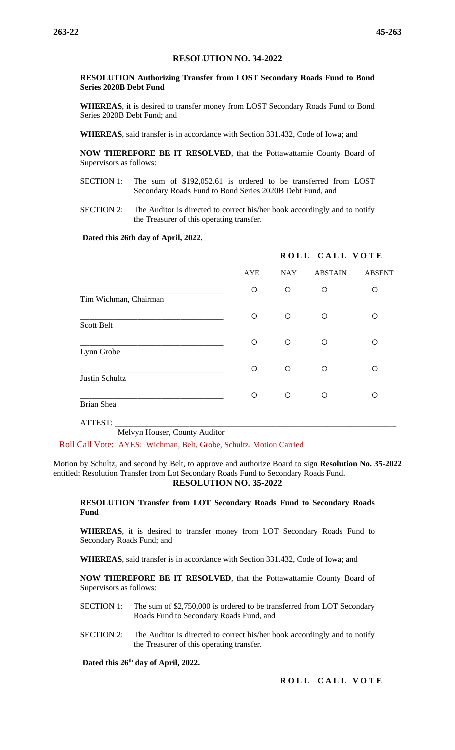## RESOLUTION NO. 34-2022

**RESOLUTION Authorizing Transfer from LOST Secondary Roads Fund to Bond Series 2020B Debt Fund**

**WHEREAS**, it is desired to transfer money from LOST Secondary Roads Fund to Bond Series 2020B Debt Fund; and

**WHEREAS**, said transfer is in accordance with Section 331.432, Code of Iowa; and

**NOW THEREFORE BE IT RESOLVED**, that the Pottawattamie County Board of Supervisors as follows:

SECTION 1: The sum of $192,052.61 is ordered to be transferred from LOST Secondary Roads Fund to Bond Series 2020B Debt Fund, and

SECTION 2: The Auditor is directed to correct his/her book accordingly and to notify the Treasurer of this operating transfer.

**Dated this 26th day of April, 2022.**

**ROLL CALL VOTE**

| | AYE | NAY | ABSTAIN | ABSENT |
|---|---|---|---|---|
| Tim Wichman, Chairman | ○ | ○ | ○ | ○ |
| Scott Belt | ○ | ○ | ○ | ○ |
| Lynn Grobe | ○ | ○ | ○ | ○ |
| Justin Schultz | ○ | ○ | ○ | ○ |
| Brian Shea | ○ | ○ | ○ | ○ |

ATTEST: ______________________________
Melvyn Houser, County Auditor

Roll Call Vote: AYES: Wichman, Belt, Grobe, Schultz. Motion Carried

Motion by Schultz, and second by Belt, to approve and authorize Board to sign **Resolution No. 35-2022** entitled: Resolution Transfer from Lot Secondary Roads Fund to Secondary Roads Fund**.**

## RESOLUTION NO. 35-2022

**RESOLUTION Transfer from LOT Secondary Roads Fund to Secondary Roads Fund**

**WHEREAS**, it is desired to transfer money from LOT Secondary Roads Fund to Secondary Roads Fund; and

**WHEREAS**, said transfer is in accordance with Section 331.432, Code of Iowa; and

**NOW THEREFORE BE IT RESOLVED**, that the Pottawattamie County Board of Supervisors as follows:

SECTION 1: The sum of $2,750,000 is ordered to be transferred from LOT Secondary Roads Fund to Secondary Roads Fund, and

SECTION 2: The Auditor is directed to correct his/her book accordingly and to notify the Treasurer of this operating transfer.

**Dated this 26th day of April, 2022.**

**ROLL CALL VOTE**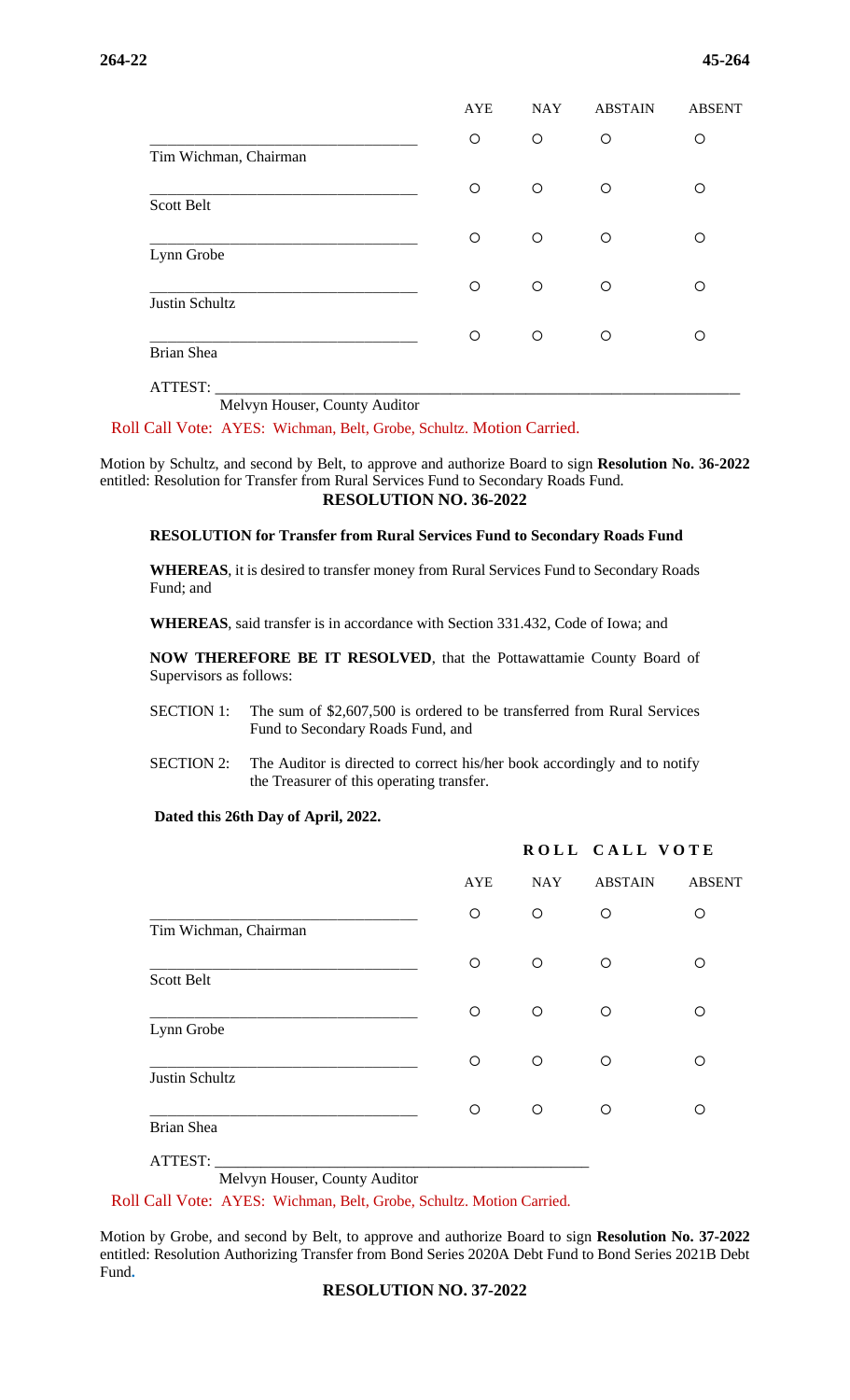| | AYE | NAY | ABSTAIN | ABSENT |
|---|---|---|---|---|
| Tim Wichman, Chairman | ○ | ○ | ○ | ○ |
| Scott Belt | ○ | ○ | ○ | ○ |
| Lynn Grobe | ○ | ○ | ○ | ○ |
| Justin Schultz | ○ | ○ | ○ | ○ |
| Brian Shea | ○ | ○ | ○ | ○ |

ATTEST: ______________________________

Melvyn Houser, County Auditor

Roll Call Vote: AYES: Wichman, Belt, Grobe, Schultz. Motion Carried.

Motion by Schultz, and second by Belt, to approve and authorize Board to sign **Resolution No. 36-2022** entitled: Resolution for Transfer from Rural Services Fund to Secondary Roads Fund.

**RESOLUTION NO. 36-2022**

**RESOLUTION for Transfer from Rural Services Fund to Secondary Roads Fund**

**WHEREAS**, it is desired to transfer money from Rural Services Fund to Secondary Roads Fund; and

**WHEREAS**, said transfer is in accordance with Section 331.432, Code of Iowa; and

**NOW THEREFORE BE IT RESOLVED**, that the Pottawattamie County Board of Supervisors as follows:

SECTION 1: The sum of $2,607,500 is ordered to be transferred from Rural Services Fund to Secondary Roads Fund, and

SECTION 2: The Auditor is directed to correct his/her book accordingly and to notify the Treasurer of this operating transfer.

**Dated this 26th Day of April, 2022.**

**ROLL CALL VOTE**

| | AYE | NAY | ABSTAIN | ABSENT |
|---|---|---|---|---|
| Tim Wichman, Chairman | ○ | ○ | ○ | ○ |
| Scott Belt | ○ | ○ | ○ | ○ |
| Lynn Grobe | ○ | ○ | ○ | ○ |
| Justin Schultz | ○ | ○ | ○ | ○ |
| Brian Shea | ○ | ○ | ○ | ○ |

ATTEST: ______________________________

Melvyn Houser, County Auditor

Roll Call Vote: AYES: Wichman, Belt, Grobe, Schultz. Motion Carried.

Motion by Grobe, and second by Belt, to approve and authorize Board to sign **Resolution No. 37-2022** entitled: Resolution Authorizing Transfer from Bond Series 2020A Debt Fund to Bond Series 2021B Debt Fund.

**RESOLUTION NO. 37-2022**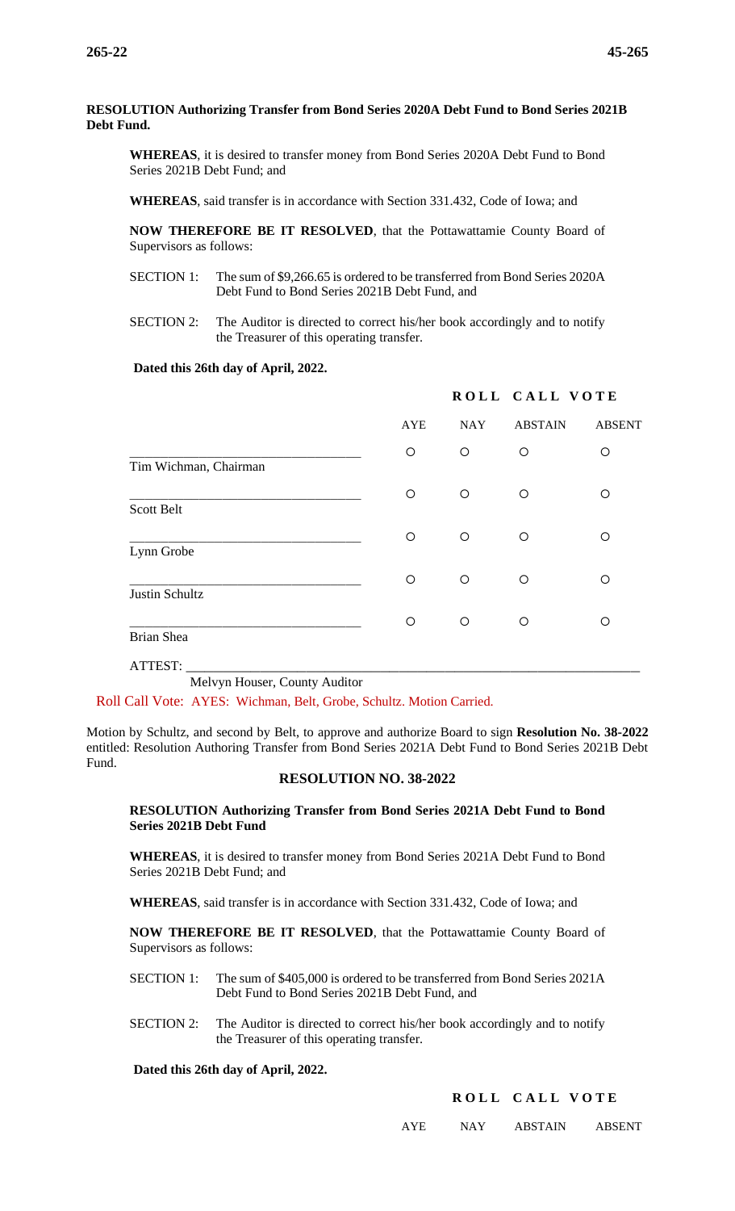**RESOLUTION Authorizing Transfer from Bond Series 2020A Debt Fund to Bond Series 2021B Debt Fund.**

**WHEREAS**, it is desired to transfer money from Bond Series 2020A Debt Fund to Bond Series 2021B Debt Fund; and

**WHEREAS**, said transfer is in accordance with Section 331.432, Code of Iowa; and

**NOW THEREFORE BE IT RESOLVED**, that the Pottawattamie County Board of Supervisors as follows:

SECTION 1: The sum of $9,266.65 is ordered to be transferred from Bond Series 2020A Debt Fund to Bond Series 2021B Debt Fund, and

SECTION 2: The Auditor is directed to correct his/her book accordingly and to notify the Treasurer of this operating transfer.

**Dated this 26th day of April, 2022.**

**ROLL CALL VOTE**

| | AYE | NAY | ABSTAIN | ABSENT |
|---|---|---|---|---|
| ______________________ Tim Wichman, Chairman | ○ | ○ | ○ | ○ |
| ______________________ Scott Belt | ○ | ○ | ○ | ○ |
| ______________________ Lynn Grobe | ○ | ○ | ○ | ○ |
| ______________________ Justin Schultz | ○ | ○ | ○ | ○ |
| ______________________ Brian Shea | ○ | ○ | ○ | ○ |

ATTEST: ______________________________________________
Melvyn Houser, County Auditor

Roll Call Vote: AYES: Wichman, Belt, Grobe, Schultz. Motion Carried.

Motion by Schultz, and second by Belt, to approve and authorize Board to sign **Resolution No. 38-2022** entitled: Resolution Authoring Transfer from Bond Series 2021A Debt Fund to Bond Series 2021B Debt Fund.

## RESOLUTION NO. 38-2022

**RESOLUTION Authorizing Transfer from Bond Series 2021A Debt Fund to Bond Series 2021B Debt Fund**

**WHEREAS**, it is desired to transfer money from Bond Series 2021A Debt Fund to Bond Series 2021B Debt Fund; and

**WHEREAS**, said transfer is in accordance with Section 331.432, Code of Iowa; and

**NOW THEREFORE BE IT RESOLVED**, that the Pottawattamie County Board of Supervisors as follows:

SECTION 1: The sum of $405,000 is ordered to be transferred from Bond Series 2021A Debt Fund to Bond Series 2021B Debt Fund, and

SECTION 2: The Auditor is directed to correct his/her book accordingly and to notify the Treasurer of this operating transfer.

**Dated this 26th day of April, 2022.**

**ROLL CALL VOTE**

| | AYE | NAY | ABSTAIN | ABSENT |
|---|---|---|---|---|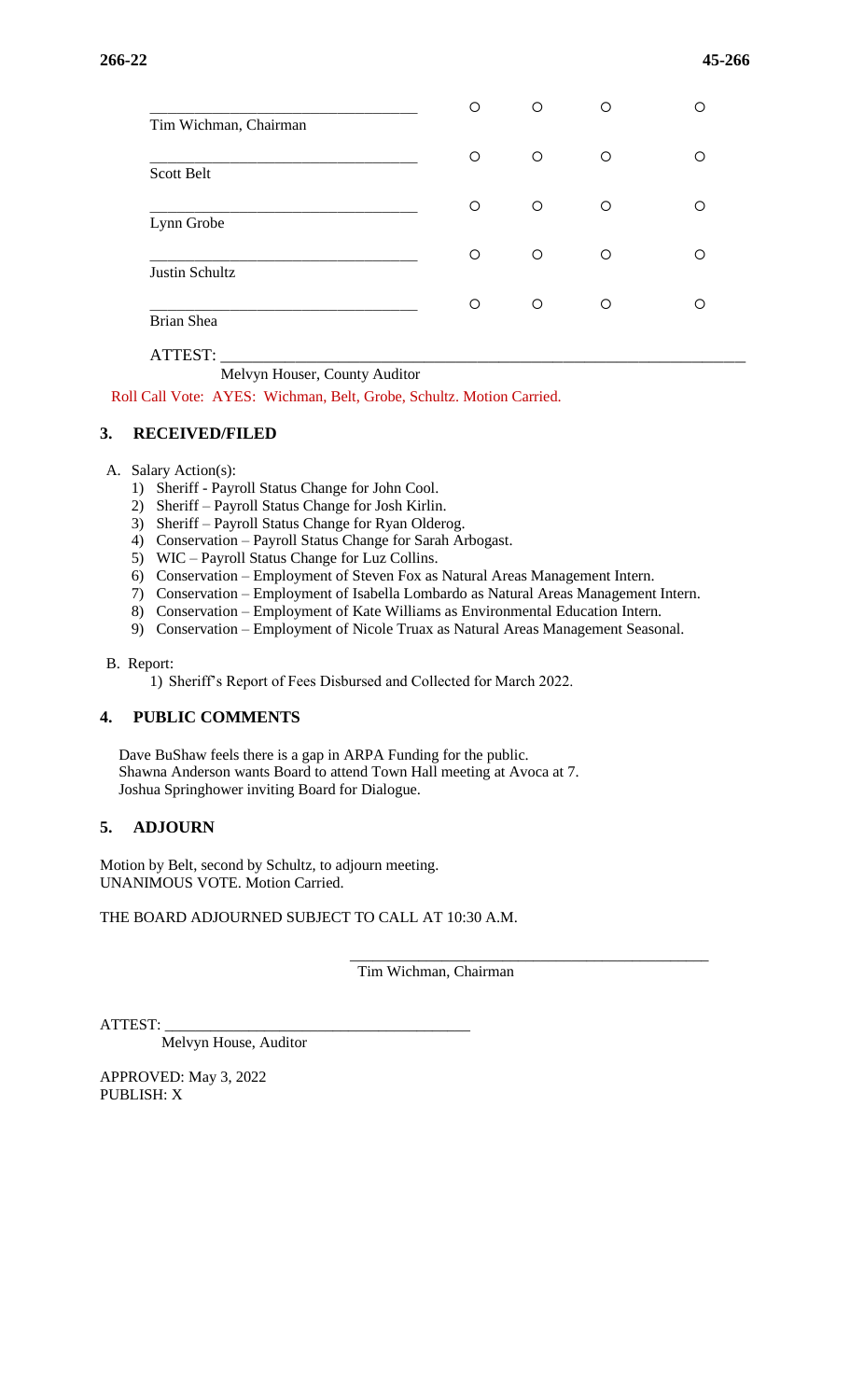| | | | | |
|---|---|---|---|---|
| ________________________________ Tim Wichman, Chairman | ○ | ○ | ○ | ○ |
| ________________________________ Scott Belt | ○ | ○ | ○ | ○ |
| ________________________________ Lynn Grobe | ○ | ○ | ○ | ○ |
| ________________________________ Justin Schultz | ○ | ○ | ○ | ○ |
| ________________________________ Brian Shea | ○ | ○ | ○ | ○ |

ATTEST: ________________________________________________________________

Melvyn Houser, County Auditor

Roll Call Vote: AYES: Wichman, Belt, Grobe, Schultz. Motion Carried.

## 3. RECEIVED/FILED

A. Salary Action(s):

1) Sheriff - Payroll Status Change for John Cool.
2) Sheriff – Payroll Status Change for Josh Kirlin.
3) Sheriff – Payroll Status Change for Ryan Olderog.
4) Conservation – Payroll Status Change for Sarah Arbogast.
5) WIC – Payroll Status Change for Luz Collins.
6) Conservation – Employment of Steven Fox as Natural Areas Management Intern.
7) Conservation – Employment of Isabella Lombardo as Natural Areas Management Intern.
8) Conservation – Employment of Kate Williams as Environmental Education Intern.
9) Conservation – Employment of Nicole Truax as Natural Areas Management Seasonal.

B. Report:

1) Sheriff's Report of Fees Disbursed and Collected for March 2022.

## 4. PUBLIC COMMENTS

Dave BuShaw feels there is a gap in ARPA Funding for the public.
Shawna Anderson wants Board to attend Town Hall meeting at Avoca at 7.
Joshua Springhower inviting Board for Dialogue.

## 5. ADJOURN

Motion by Belt, second by Schultz, to adjourn meeting.
UNANIMOUS VOTE. Motion Carried.

THE BOARD ADJOURNED SUBJECT TO CALL AT 10:30 A.M.

_____________________________________________

Tim Wichman, Chairman

ATTEST: ______________________________________

Melvyn House, Auditor

APPROVED: May 3, 2022
PUBLISH: X